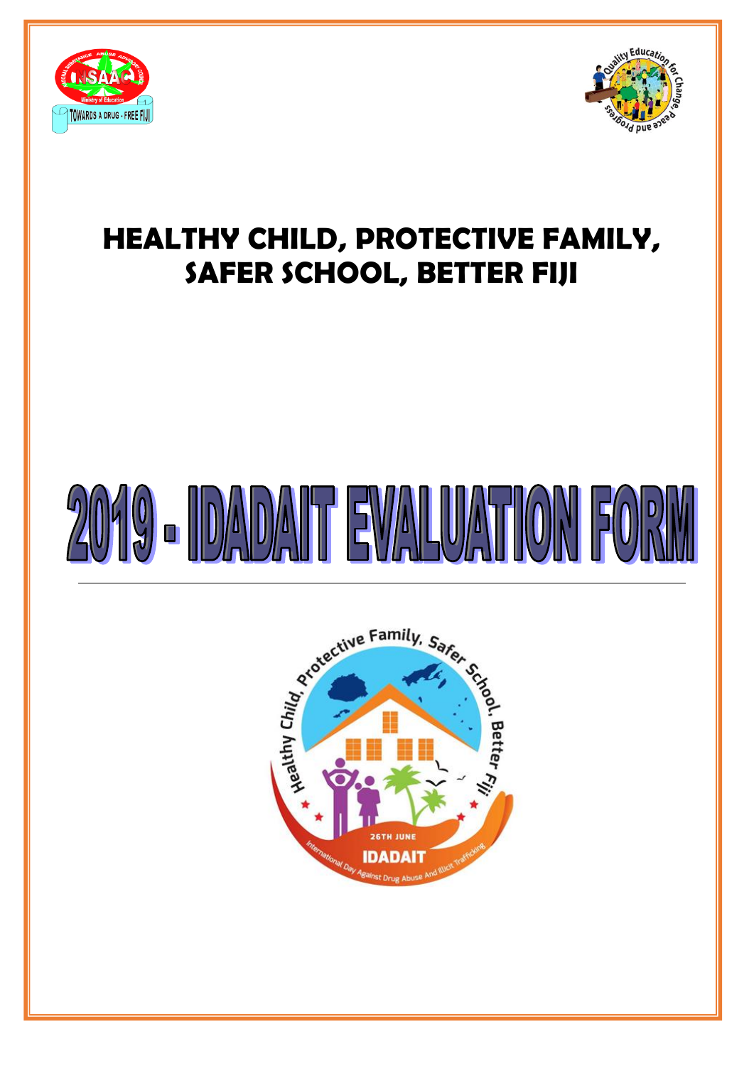# HEALTHY CHILD, PROTECTIVE FAMILY, SAFER SCHOOL, BETTER FIJI

# 2019 - IDADAIT EVALUATION FORM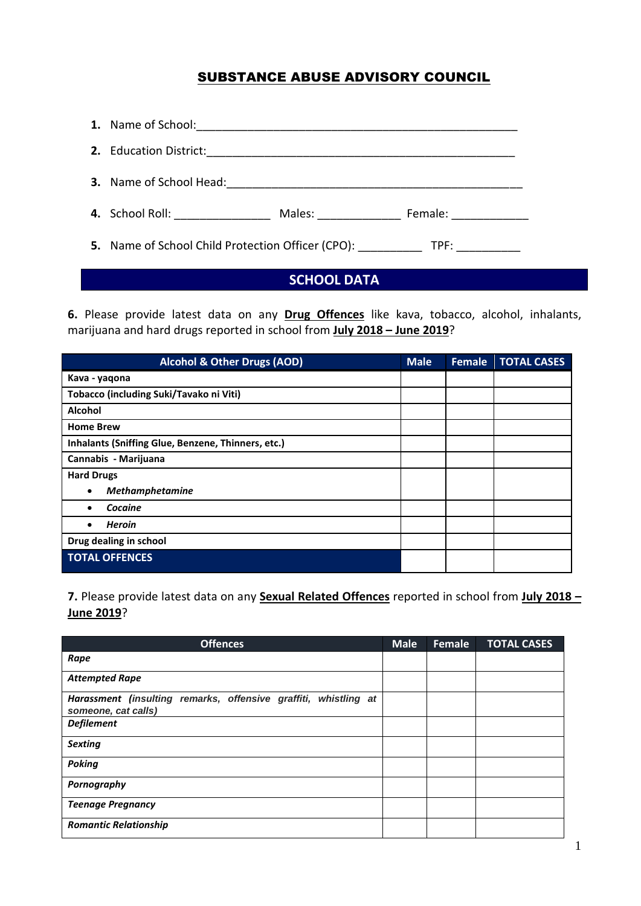## SUBSTANCE ABUSE ADVISORY COUNCIL

1. Name of School:___________________________________________________
2. Education District:_________________________________________________
3. Name of School Head:_______________________________________________
4. School Roll: _______________ Males: _____________ Female: ____________
5. Name of School Child Protection Officer (CPO): __________ TPF: __________

## SCHOOL DATA

**6.** Please provide latest data on any **Drug Offences** like kava, tobacco, alcohol, inhalants, marijuana and hard drugs reported in school from **July 2018 – June 2019**?

| Alcohol & Other Drugs (AOD) | Male | Female | TOTAL CASES |
|---|---|---|---|
| **Kava - yaqona** | | | |
| **Tobacco (including Suki/Tavako ni Viti)** | | | |
| **Alcohol** | | | |
| **Home Brew** | | | |
| **Inhalants (Sniffing Glue, Benzene, Thinners, etc.)** | | | |
| **Cannabis - Marijuana** | | | |
| **Hard Drugs** <br> • ***Methamphetamine*** | | | |
| • ***Cocaine*** | | | |
| • ***Heroin*** | | | |
| **Drug dealing in school** | | | |
| **TOTAL OFFENCES** | | | |

**7.** Please provide latest data on any **Sexual Related Offences** reported in school from **July 2018 – June 2019**?

| Offences | Male | Female | TOTAL CASES |
|---|---|---|---|
| ***Rape*** | | | |
| ***Attempted Rape*** | | | |
| ***Harassment (insulting remarks, offensive graffiti, whistling at someone, cat calls)*** | | | |
| ***Defilement*** | | | |
| ***Sexting*** | | | |
| ***Poking*** | | | |
| ***Pornography*** | | | |
| ***Teenage Pregnancy*** | | | |
| ***Romantic Relationship*** | | | |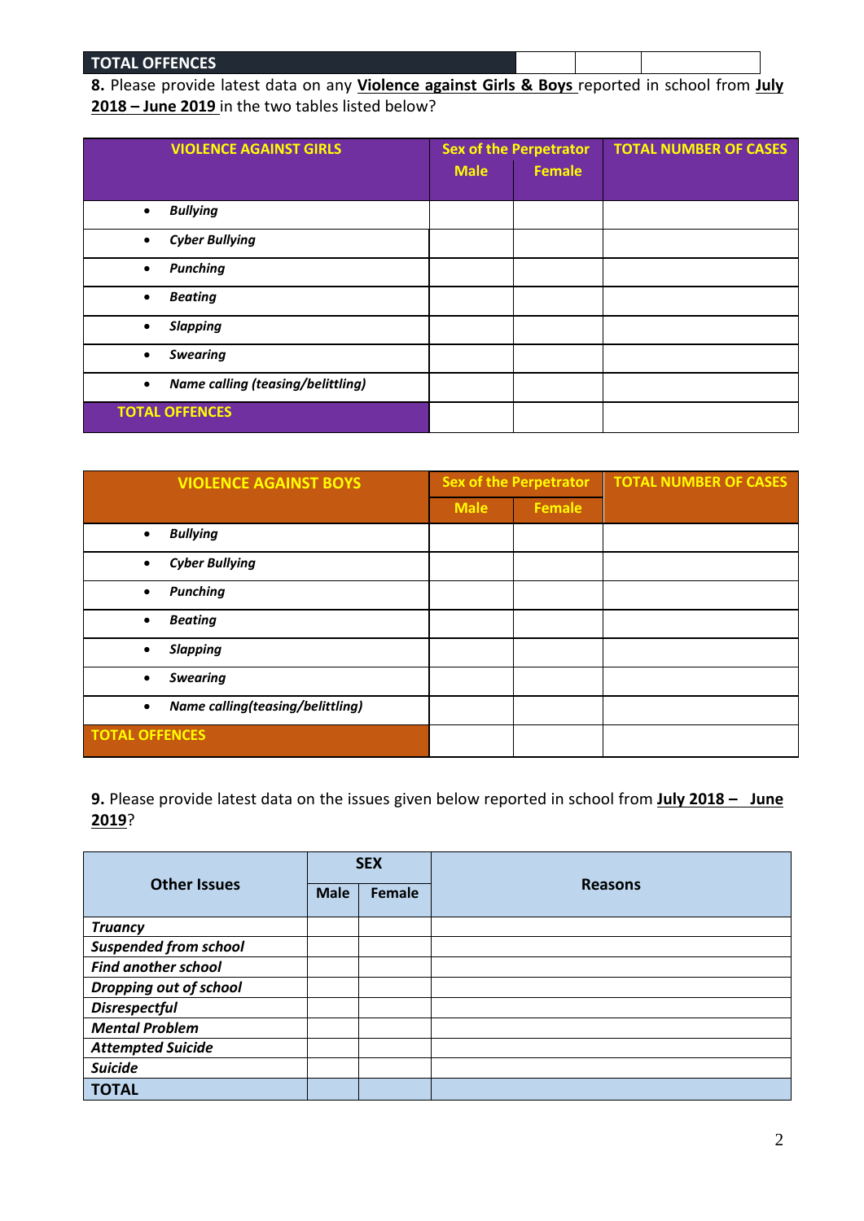| TOTAL OFFENCES | | | |
|---|---|---|---|

**8.** Please provide latest data on any **Violence against Girls & Boys** reported in school from **July 2018 – June 2019** in the two tables listed below?

| VIOLENCE AGAINST GIRLS | Sex of the Perpetrator | | TOTAL NUMBER OF CASES |
|---|---|---|---|
| | Male | Female | |
| • ***Bullying*** | | | |
| • ***Cyber Bullying*** | | | |
| • ***Punching*** | | | |
| • ***Beating*** | | | |
| • ***Slapping*** | | | |
| • ***Swearing*** | | | |
| • ***Name calling (teasing/belittling)*** | | | |
| **TOTAL OFFENCES** | | | |

| VIOLENCE AGAINST BOYS | Sex of the Perpetrator | | TOTAL NUMBER OF CASES |
|---|---|---|---|
| | Male | Female | |
| • ***Bullying*** | | | |
| • ***Cyber Bullying*** | | | |
| • ***Punching*** | | | |
| • ***Beating*** | | | |
| • ***Slapping*** | | | |
| • ***Swearing*** | | | |
| • ***Name calling(teasing/belittling)*** | | | |
| **TOTAL OFFENCES** | | | |

**9.** Please provide latest data on the issues given below reported in school from **July 2018 – June 2019**?

| Other Issues | SEX | | Reasons |
|---|---|---|---|
| | Male | Female | |
| ***Truancy*** | | | |
| ***Suspended from school*** | | | |
| ***Find another school*** | | | |
| ***Dropping out of school*** | | | |
| ***Disrespectful*** | | | |
| ***Mental Problem*** | | | |
| ***Attempted Suicide*** | | | |
| ***Suicide*** | | | |
| **TOTAL** | | | |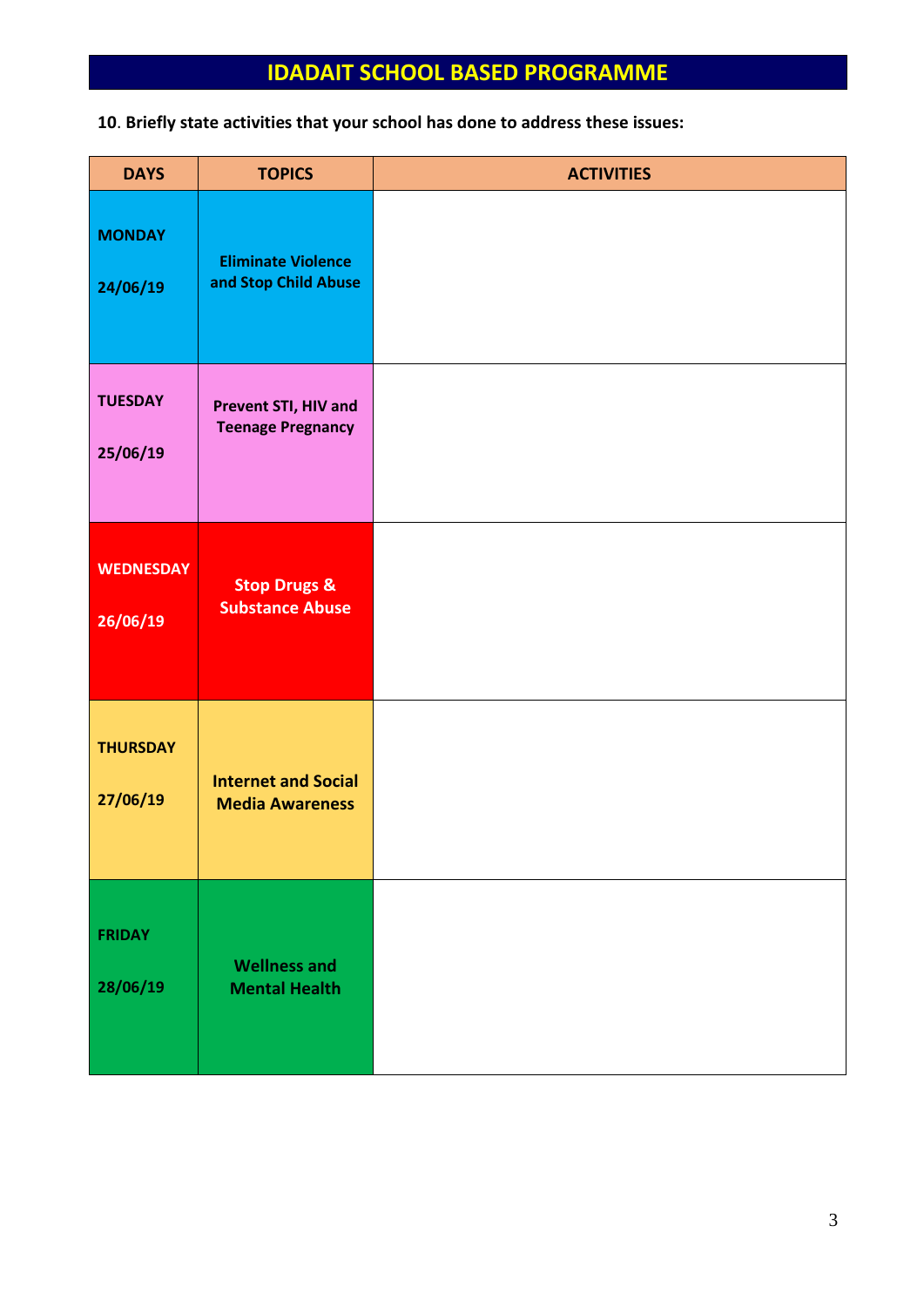# IDADAIT SCHOOL BASED PROGRAMME

**10**. **Briefly state activities that your school has done to address these issues:**

| DAYS | TOPICS | ACTIVITIES |
|---|---|---|
| **MONDAY** **24/06/19** | **Eliminate Violence and Stop Child Abuse** | |
| **TUESDAY** **25/06/19** | **Prevent STI, HIV and Teenage Pregnancy** | |
| **WEDNESDAY** **26/06/19** | **Stop Drugs & Substance Abuse** | |
| **THURSDAY** **27/06/19** | **Internet and Social Media Awareness** | |
| **FRIDAY** **28/06/19** | **Wellness and Mental Health** | |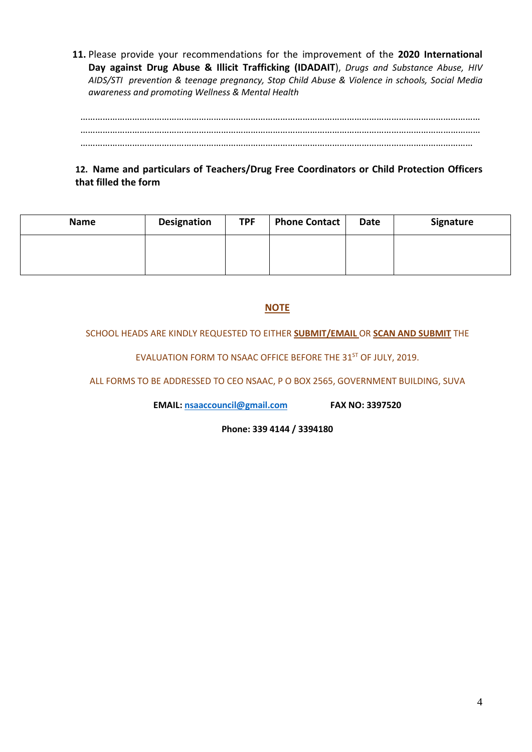11. Please provide your recommendations for the improvement of the **2020 International Day against Drug Abuse & Illicit Trafficking (IDADAIT**), *Drugs and Substance Abuse, HIV AIDS/STI prevention & teenage pregnancy, Stop Child Abuse & Violence in schools, Social Media awareness and promoting Wellness & Mental Health*

……………………………………………………………………………………………………………………………………………
……………………………………………………………………………………………………………………………………………
……………………………………………………………………………………………………………………………………………

**12. Name and particulars of Teachers/Drug Free Coordinators or Child Protection Officers that filled the form**

| Name | Designation | TPF | Phone Contact | Date | Signature |
|---|---|---|---|---|---|
| | | | | | |

**NOTE**

SCHOOL HEADS ARE KINDLY REQUESTED TO EITHER **SUBMIT/EMAIL** OR **SCAN AND SUBMIT** THE EVALUATION FORM TO NSAAC OFFICE BEFORE THE 31[ST] OF JULY, 2019.

ALL FORMS TO BE ADDRESSED TO CEO NSAAC, P O BOX 2565, GOVERNMENT BUILDING, SUVA

**EMAIL:** nsaaccouncil@gmail.com **FAX NO: 3397520**

**Phone: 339 4144 / 3394180**